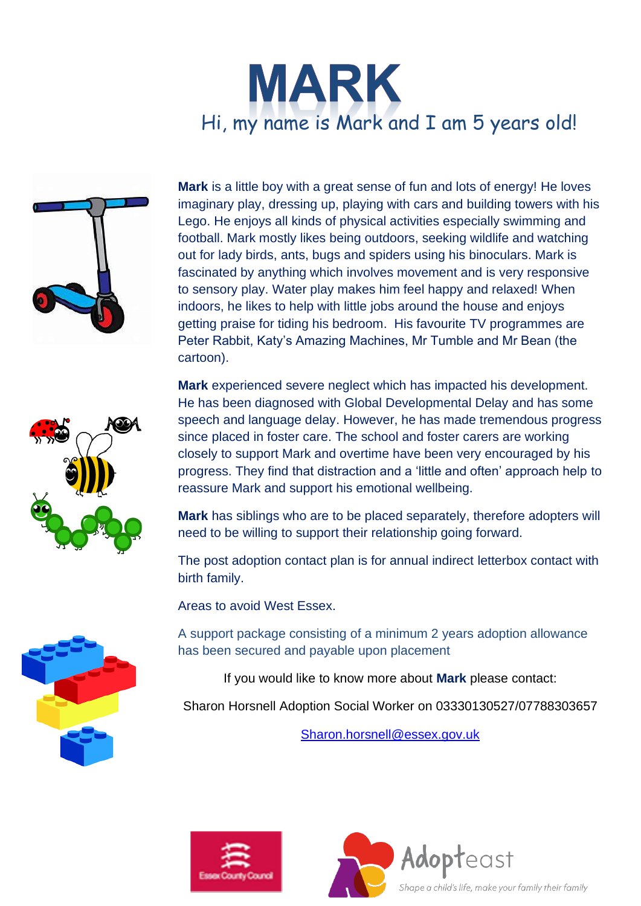# MARK

## Hi, my name is Mark and I am 5 years old!

**Mark** is a little boy with a great sense of fun and lots of energy! He loves imaginary play, dressing up, playing with cars and building towers with his Lego. He enjoys all kinds of physical activities especially swimming and football. Mark mostly likes being outdoors, seeking wildlife and watching out for lady birds, ants, bugs and spiders using his binoculars. Mark is fascinated by anything which involves movement and is very responsive to sensory play. Water play makes him feel happy and relaxed! When indoors, he likes to help with little jobs around the house and enjoys getting praise for tiding his bedroom. His favourite TV programmes are Peter Rabbit, Katy's Amazing Machines, Mr Tumble and Mr Bean (the cartoon).

**Mark** experienced severe neglect which has impacted his development. He has been diagnosed with Global Developmental Delay and has some speech and language delay. However, he has made tremendous progress since placed in foster care. The school and foster carers are working closely to support Mark and overtime have been very encouraged by his progress. They find that distraction and a 'little and often' approach help to reassure Mark and support his emotional wellbeing.

**Mark** has siblings who are to be placed separately, therefore adopters will need to be willing to support their relationship going forward.

The post adoption contact plan is for annual indirect letterbox contact with birth family.

Areas to avoid West Essex.

A support package consisting of a minimum 2 years adoption allowance has been secured and payable upon placement

If you would like to know more about **Mark** please contact:

Sharon Horsnell Adoption Social Worker on 03330130527/07788303657

Sharon.horsnell@essex.gov.uk

Essex County Council

Adopteast

Shape a child's life, make your family their family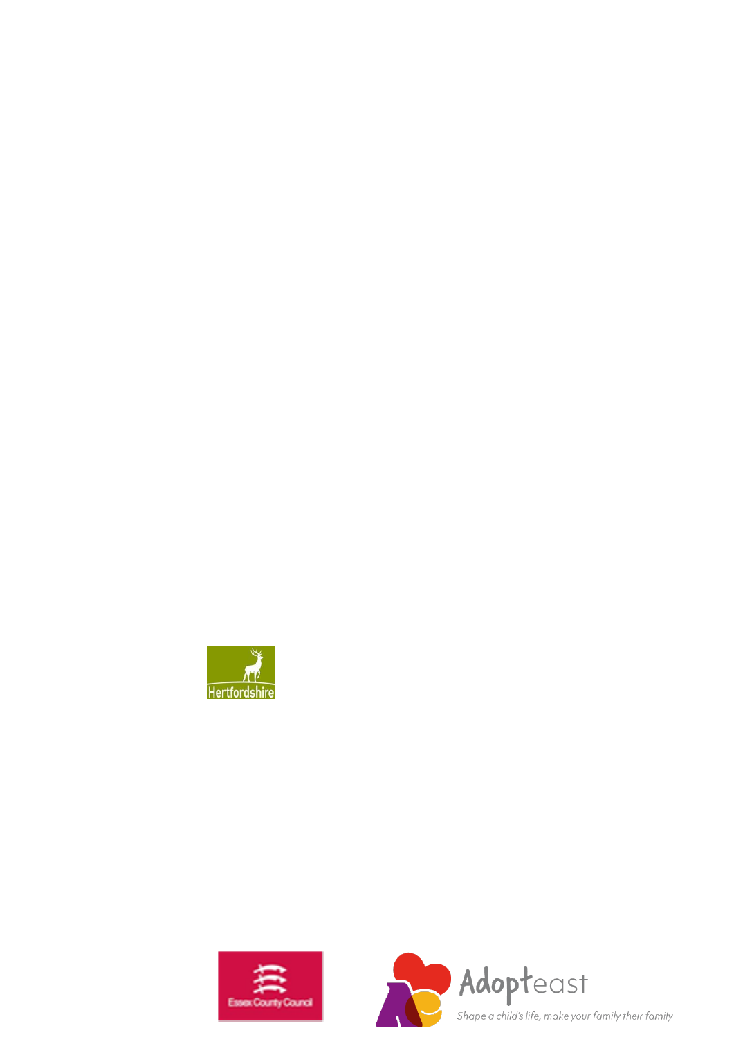Hertfordshire

Essex County Council

Adopteast

Shape a child's life, make your family their family